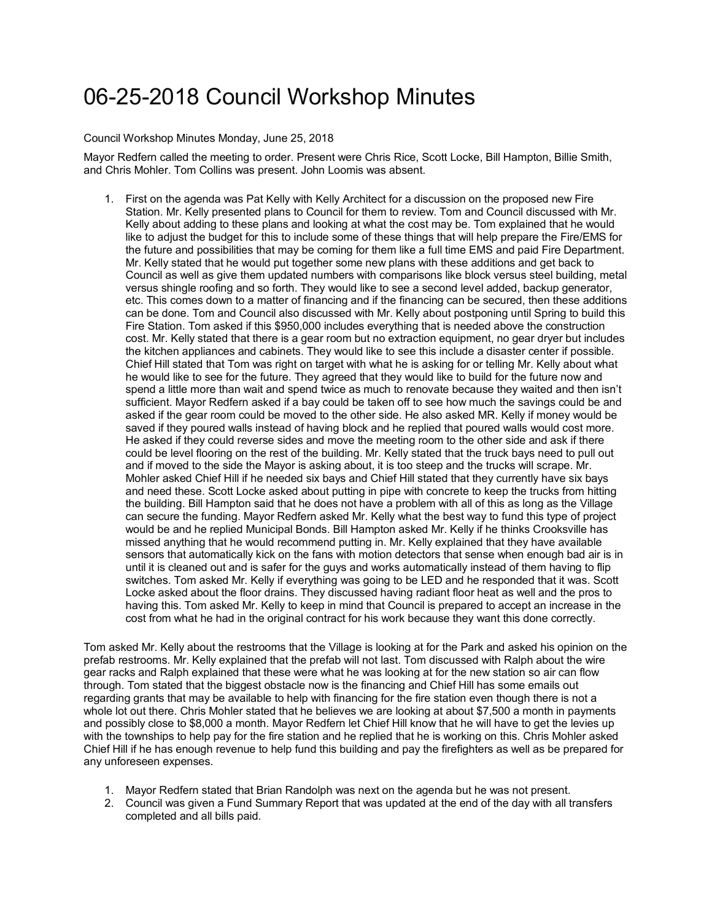# 06-25-2018 Council Workshop Minutes

Council Workshop Minutes Monday, June 25, 2018

Mayor Redfern called the meeting to order. Present were Chris Rice, Scott Locke, Bill Hampton, Billie Smith, and Chris Mohler. Tom Collins was present. John Loomis was absent.

1. First on the agenda was Pat Kelly with Kelly Architect for a discussion on the proposed new Fire Station. Mr. Kelly presented plans to Council for them to review. Tom and Council discussed with Mr. Kelly about adding to these plans and looking at what the cost may be. Tom explained that he would like to adjust the budget for this to include some of these things that will help prepare the Fire/EMS for the future and possibilities that may be coming for them like a full time EMS and paid Fire Department. Mr. Kelly stated that he would put together some new plans with these additions and get back to Council as well as give them updated numbers with comparisons like block versus steel building, metal versus shingle roofing and so forth. They would like to see a second level added, backup generator, etc. This comes down to a matter of financing and if the financing can be secured, then these additions can be done. Tom and Council also discussed with Mr. Kelly about postponing until Spring to build this Fire Station. Tom asked if this $950,000 includes everything that is needed above the construction cost. Mr. Kelly stated that there is a gear room but no extraction equipment, no gear dryer but includes the kitchen appliances and cabinets. They would like to see this include a disaster center if possible. Chief Hill stated that Tom was right on target with what he is asking for or telling Mr. Kelly about what he would like to see for the future. They agreed that they would like to build for the future now and spend a little more than wait and spend twice as much to renovate because they waited and then isn't sufficient. Mayor Redfern asked if a bay could be taken off to see how much the savings could be and asked if the gear room could be moved to the other side. He also asked MR. Kelly if money would be saved if they poured walls instead of having block and he replied that poured walls would cost more. He asked if they could reverse sides and move the meeting room to the other side and ask if there could be level flooring on the rest of the building. Mr. Kelly stated that the truck bays need to pull out and if moved to the side the Mayor is asking about, it is too steep and the trucks will scrape. Mr. Mohler asked Chief Hill if he needed six bays and Chief Hill stated that they currently have six bays and need these. Scott Locke asked about putting in pipe with concrete to keep the trucks from hitting the building. Bill Hampton said that he does not have a problem with all of this as long as the Village can secure the funding. Mayor Redfern asked Mr. Kelly what the best way to fund this type of project would be and he replied Municipal Bonds. Bill Hampton asked Mr. Kelly if he thinks Crooksville has missed anything that he would recommend putting in. Mr. Kelly explained that they have available sensors that automatically kick on the fans with motion detectors that sense when enough bad air is in until it is cleaned out and is safer for the guys and works automatically instead of them having to flip switches. Tom asked Mr. Kelly if everything was going to be LED and he responded that it was. Scott Locke asked about the floor drains. They discussed having radiant floor heat as well and the pros to having this. Tom asked Mr. Kelly to keep in mind that Council is prepared to accept an increase in the cost from what he had in the original contract for his work because they want this done correctly.

Tom asked Mr. Kelly about the restrooms that the Village is looking at for the Park and asked his opinion on the prefab restrooms. Mr. Kelly explained that the prefab will not last. Tom discussed with Ralph about the wire gear racks and Ralph explained that these were what he was looking at for the new station so air can flow through. Tom stated that the biggest obstacle now is the financing and Chief Hill has some emails out regarding grants that may be available to help with financing for the fire station even though there is not a whole lot out there. Chris Mohler stated that he believes we are looking at about $7,500 a month in payments and possibly close to $8,000 a month. Mayor Redfern let Chief Hill know that he will have to get the levies up with the townships to help pay for the fire station and he replied that he is working on this. Chris Mohler asked Chief Hill if he has enough revenue to help fund this building and pay the firefighters as well as be prepared for any unforeseen expenses.

1. Mayor Redfern stated that Brian Randolph was next on the agenda but he was not present.
2. Council was given a Fund Summary Report that was updated at the end of the day with all transfers completed and all bills paid.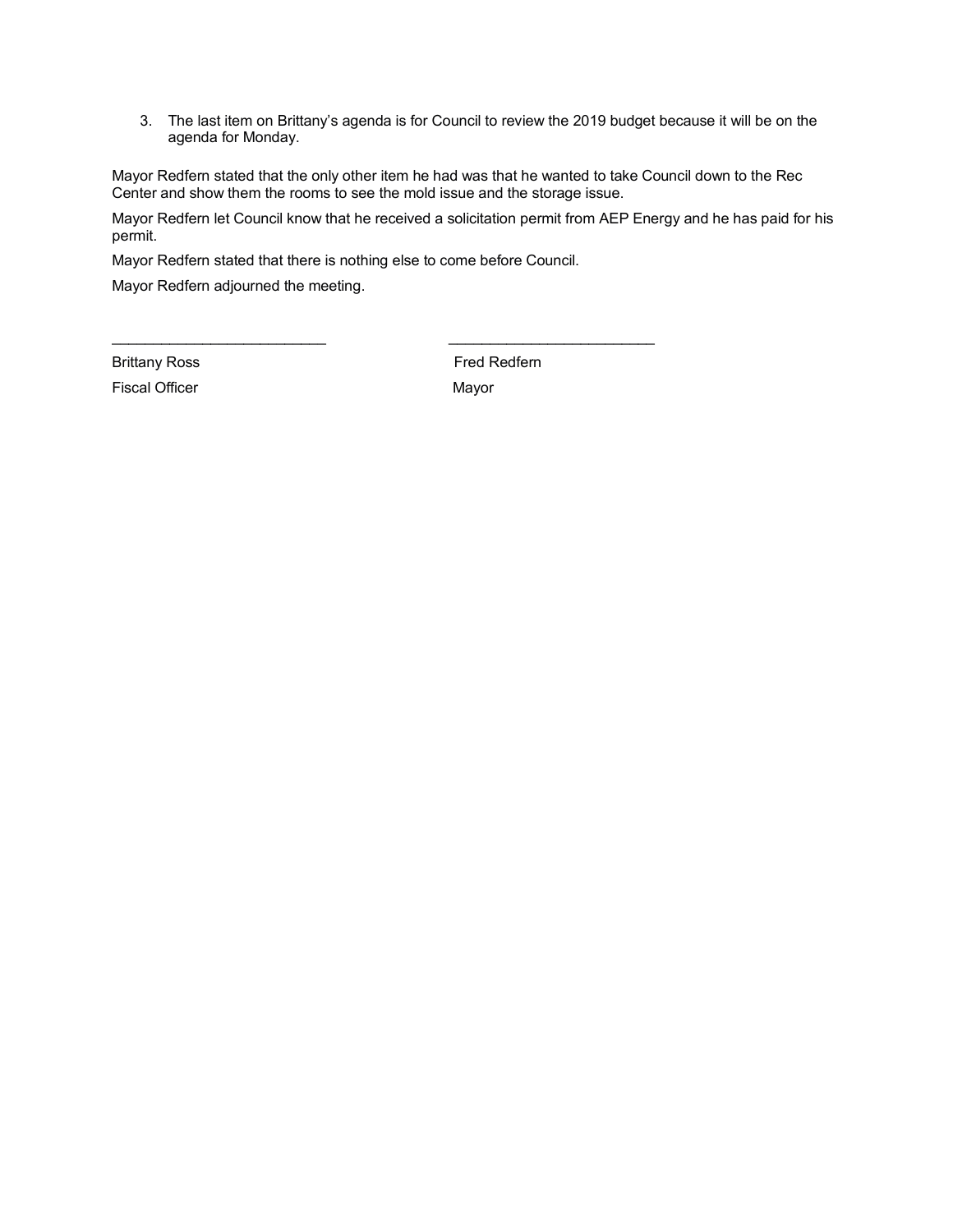3. The last item on Brittany's agenda is for Council to review the 2019 budget because it will be on the agenda for Monday.

Mayor Redfern stated that the only other item he had was that he wanted to take Council down to the Rec Center and show them the rooms to see the mold issue and the storage issue.

Mayor Redfern let Council know that he received a solicitation permit from AEP Energy and he has paid for his permit.

Mayor Redfern stated that there is nothing else to come before Council.

Mayor Redfern adjourned the meeting.

| | |
|---|---|
| \_\_\_\_\_\_\_\_\_\_\_\_\_\_\_\_\_\_\_\_\_\_\_\_\_\_ | \_\_\_\_\_\_\_\_\_\_\_\_\_\_\_\_\_\_\_\_\_\_\_\_\_\_ |
| Brittany Ross | Fred Redfern |
| Fiscal Officer | Mayor |